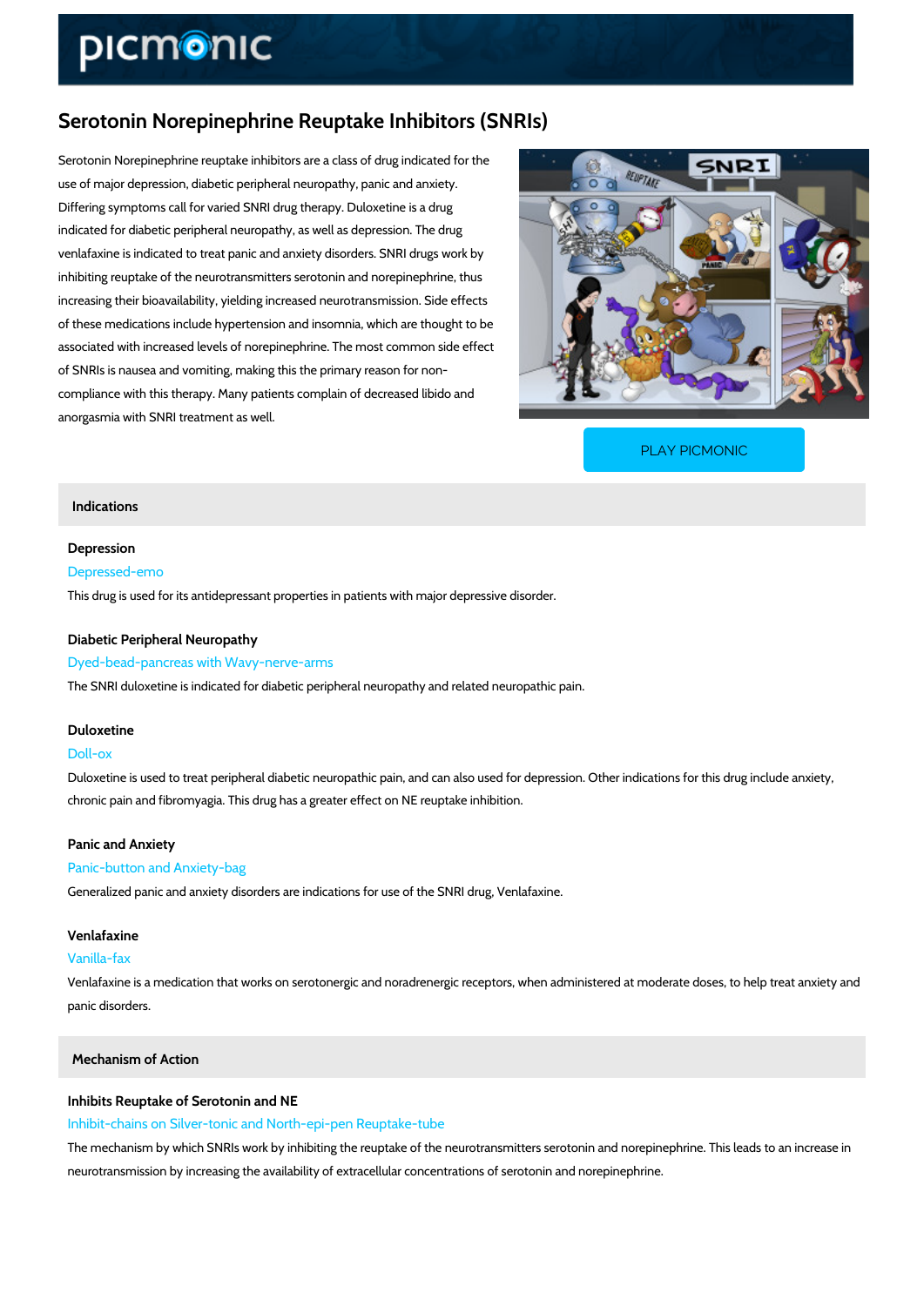# Serotonin Norepinephrine Reuptake Inhibitors (SNRIs)

Serotonin Norepinephrine reuptake inhibitors are a class of drug indicated for the use of major depression, diabetic peripheral neuropathy, panic and anxiety. Differing symptoms call for varied SNRI drug therapy. Duloxetine is a drug indicated for diabetic peripheral neuropathy, as well as depression. The drug venlafaxine is indicated to treat panic and anxiety disorders. SNRI drugs work by inhibiting reuptake of the neurotransmitters serotonin and norepinephrine, thus increasing their bioavailability, yielding increased neurotransmission. Side effects of these medications include hypertension and insomnia, which are thought to be associated with increased levels of norepinephrine. The most common side effect of SNRIs is nausea and vomiting, making this the primary reason for non-compliance with this therapy. Many patients complain of decreased libido and anorgasmia with SNRI treatment as well.

PLAY PICMONIC

## Indications

### Depression

Depressed-emo

This drug is used for its antidepressant properties in patients with major depressive disorder.

### Diabetic Peripheral Neuropathy

Dyed-bead-pancreas with Wavy-nerve-arms

The SNRI duloxetine is indicated for diabetic peripheral neuropathy and related neuropathic pain.

### Duloxetine

Doll-ox

Duloxetine is used to treat peripheral diabetic neuropathic pain, and can also used for depression. Other indications for this drug include anxiety, chronic pain and fibromyagia. This drug has a greater effect on NE reuptake inhibition.

### Panic and Anxiety

Panic-button and Anxiety-bag

Generalized panic and anxiety disorders are indications for use of the SNRI drug, Venlafaxine.

### Venlafaxine

Vanilla-fax

Venlafaxine is a medication that works on serotonergic and noradrenergic receptors, when administered at moderate doses, to help treat anxiety and panic disorders.

## Mechanism of Action

### Inhibits Reuptake of Serotonin and NE

Inhibit-chains on Silver-tonic and North-epi-pen Reuptake-tube

The mechanism by which SNRIs work by inhibiting the reuptake of the neurotransmitters serotonin and norepinephrine. This leads to an increase in neurotransmission by increasing the availability of extracellular concentrations of serotonin and norepinephrine.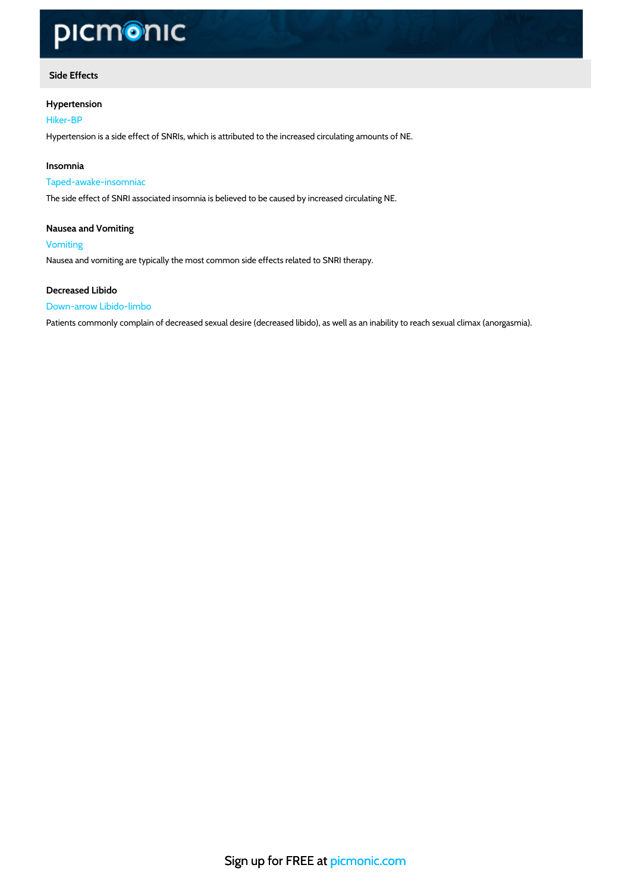## Side Effects

### Hypertension

Hiker-BP

Hypertension is a side effect of SNRIs, which is attributed to the increased circulating amounts of NE.

### Insomnia

Taped-awake-insomniac

The side effect of SNRI associated insomnia is believed to be caused by increased circulating NE.

### Nausea and Vomiting

Vomiting

Nausea and vomiting are typically the most common side effects related to SNRI therapy.

### Decreased Libido

Down-arrow Libido-limbo

Patients commonly complain of decreased sexual desire (decreased libido), as well as an inability to reach sexual climax (anorgasmia).